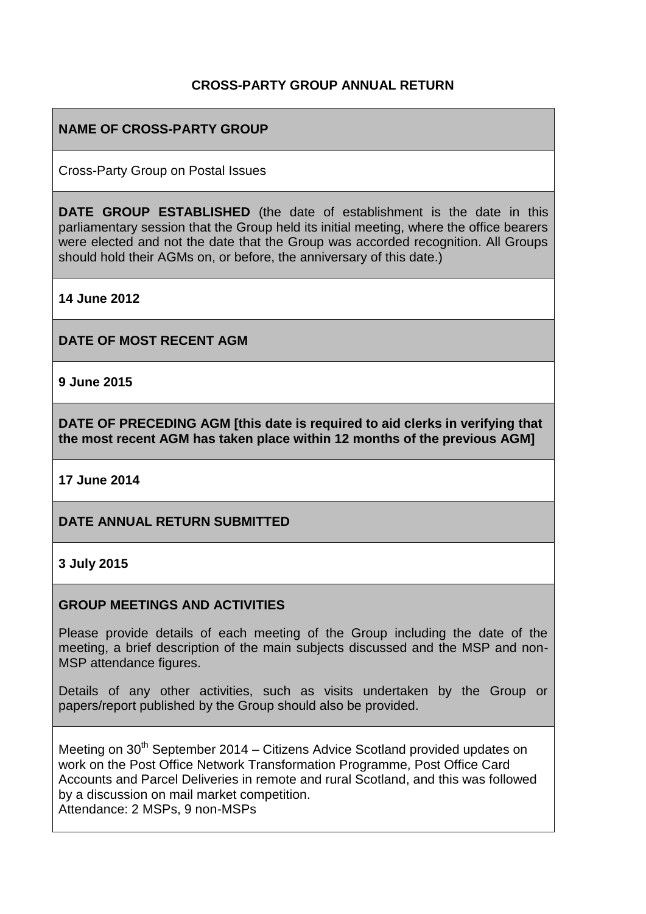# CROSS-PARTY GROUP ANNUAL RETURN

**NAME OF CROSS-PARTY GROUP**

Cross-Party Group on Postal Issues

**DATE GROUP ESTABLISHED** (the date of establishment is the date in this parliamentary session that the Group held its initial meeting, where the office bearers were elected and not the date that the Group was accorded recognition. All Groups should hold their AGMs on, or before, the anniversary of this date.)

**14 June 2012**

**DATE OF MOST RECENT AGM**

**9 June 2015**

**DATE OF PRECEDING AGM [this date is required to aid clerks in verifying that the most recent AGM has taken place within 12 months of the previous AGM]**

**17 June 2014**

**DATE ANNUAL RETURN SUBMITTED**

**3 July 2015**

**GROUP MEETINGS AND ACTIVITIES**

Please provide details of each meeting of the Group including the date of the meeting, a brief description of the main subjects discussed and the MSP and non-MSP attendance figures.

Details of any other activities, such as visits undertaken by the Group or papers/report published by the Group should also be provided.

Meeting on 30th September 2014 – Citizens Advice Scotland provided updates on work on the Post Office Network Transformation Programme, Post Office Card Accounts and Parcel Deliveries in remote and rural Scotland, and this was followed by a discussion on mail market competition.
Attendance: 2 MSPs, 9 non-MSPs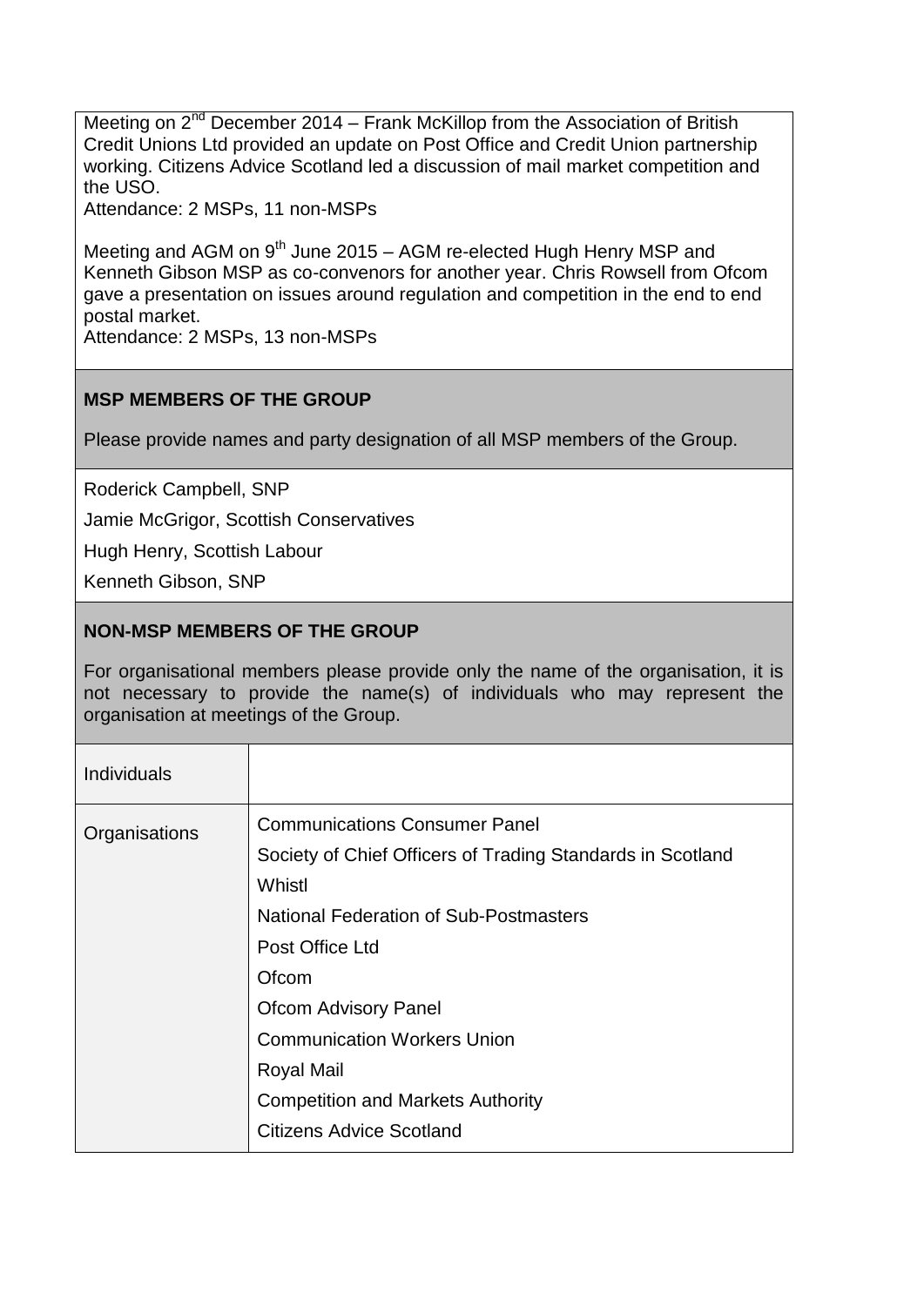Meeting on 2nd December 2014 – Frank McKillop from the Association of British Credit Unions Ltd provided an update on Post Office and Credit Union partnership working. Citizens Advice Scotland led a discussion of mail market competition and the USO.
Attendance: 2 MSPs, 11 non-MSPs

Meeting and AGM on 9th June 2015 – AGM re-elected Hugh Henry MSP and Kenneth Gibson MSP as co-convenors for another year. Chris Rowsell from Ofcom gave a presentation on issues around regulation and competition in the end to end postal market.
Attendance: 2 MSPs, 13 non-MSPs

**MSP MEMBERS OF THE GROUP**

Please provide names and party designation of all MSP members of the Group.

Roderick Campbell, SNP

Jamie McGrigor, Scottish Conservatives

Hugh Henry, Scottish Labour

Kenneth Gibson, SNP

**NON-MSP MEMBERS OF THE GROUP**

For organisational members please provide only the name of the organisation, it is not necessary to provide the name(s) of individuals who may represent the organisation at meetings of the Group.

| Individuals | |
|---|---|
| Organisations | Communications Consumer Panel<br>Society of Chief Officers of Trading Standards in Scotland<br>Whistl<br>National Federation of Sub-Postmasters<br>Post Office Ltd<br>Ofcom<br>Ofcom Advisory Panel<br>Communication Workers Union<br>Royal Mail<br>Competition and Markets Authority<br>Citizens Advice Scotland |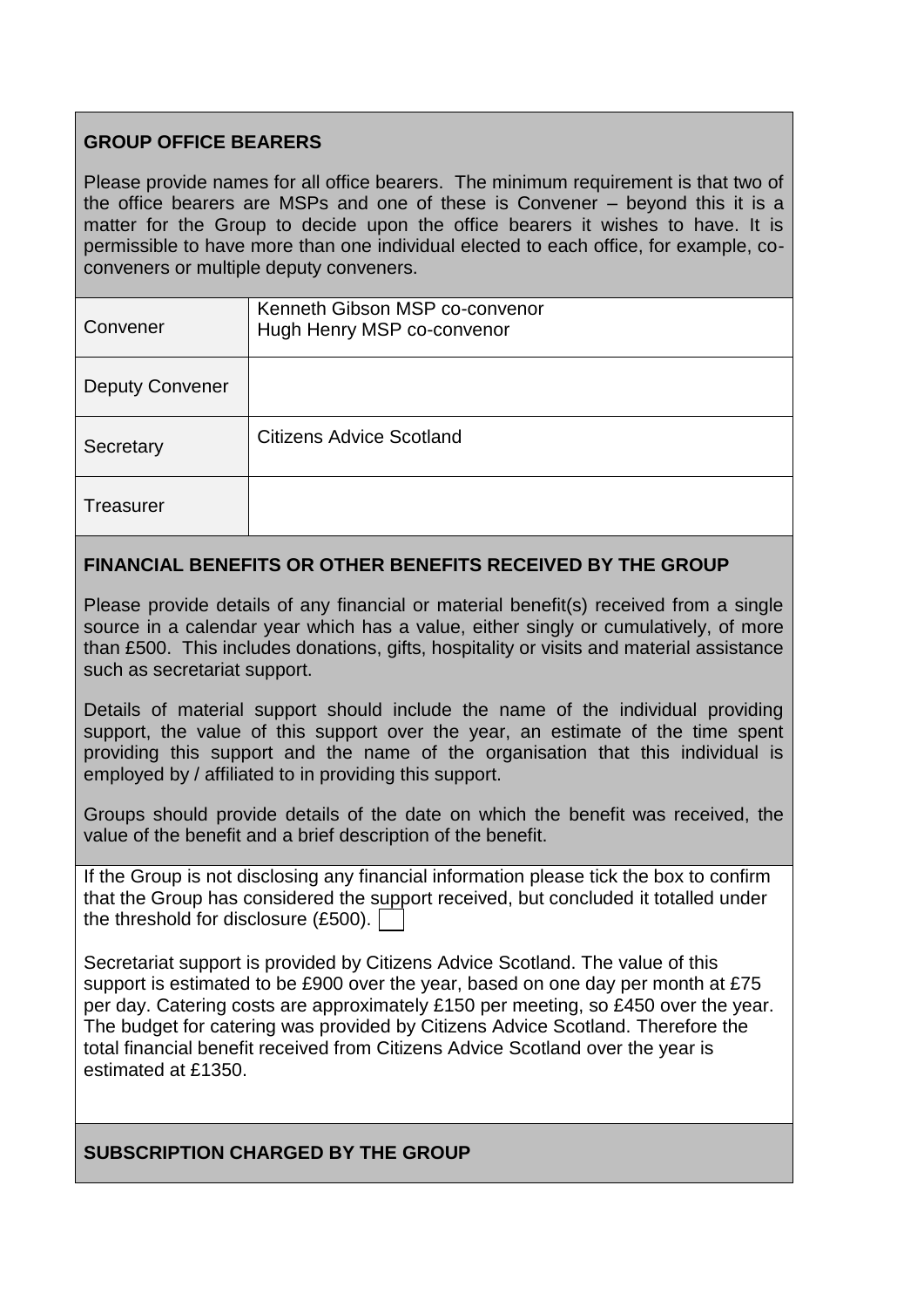## GROUP OFFICE BEARERS

Please provide names for all office bearers. The minimum requirement is that two of the office bearers are MSPs and one of these is Convener – beyond this it is a matter for the Group to decide upon the office bearers it wishes to have. It is permissible to have more than one individual elected to each office, for example, co-conveners or multiple deputy conveners.

| | |
|---|---|
| Convener | Kenneth Gibson MSP co-convenor<br>Hugh Henry MSP co-convenor |
| Deputy Convener | |
| Secretary | Citizens Advice Scotland |
| Treasurer | |

## FINANCIAL BENEFITS OR OTHER BENEFITS RECEIVED BY THE GROUP

Please provide details of any financial or material benefit(s) received from a single source in a calendar year which has a value, either singly or cumulatively, of more than £500. This includes donations, gifts, hospitality or visits and material assistance such as secretariat support.

Details of material support should include the name of the individual providing support, the value of this support over the year, an estimate of the time spent providing this support and the name of the organisation that this individual is employed by / affiliated to in providing this support.

Groups should provide details of the date on which the benefit was received, the value of the benefit and a brief description of the benefit.

If the Group is not disclosing any financial information please tick the box to confirm that the Group has considered the support received, but concluded it totalled under the threshold for disclosure (£500). ☐

Secretariat support is provided by Citizens Advice Scotland. The value of this support is estimated to be £900 over the year, based on one day per month at £75 per day. Catering costs are approximately £150 per meeting, so £450 over the year. The budget for catering was provided by Citizens Advice Scotland. Therefore the total financial benefit received from Citizens Advice Scotland over the year is estimated at £1350.

## SUBSCRIPTION CHARGED BY THE GROUP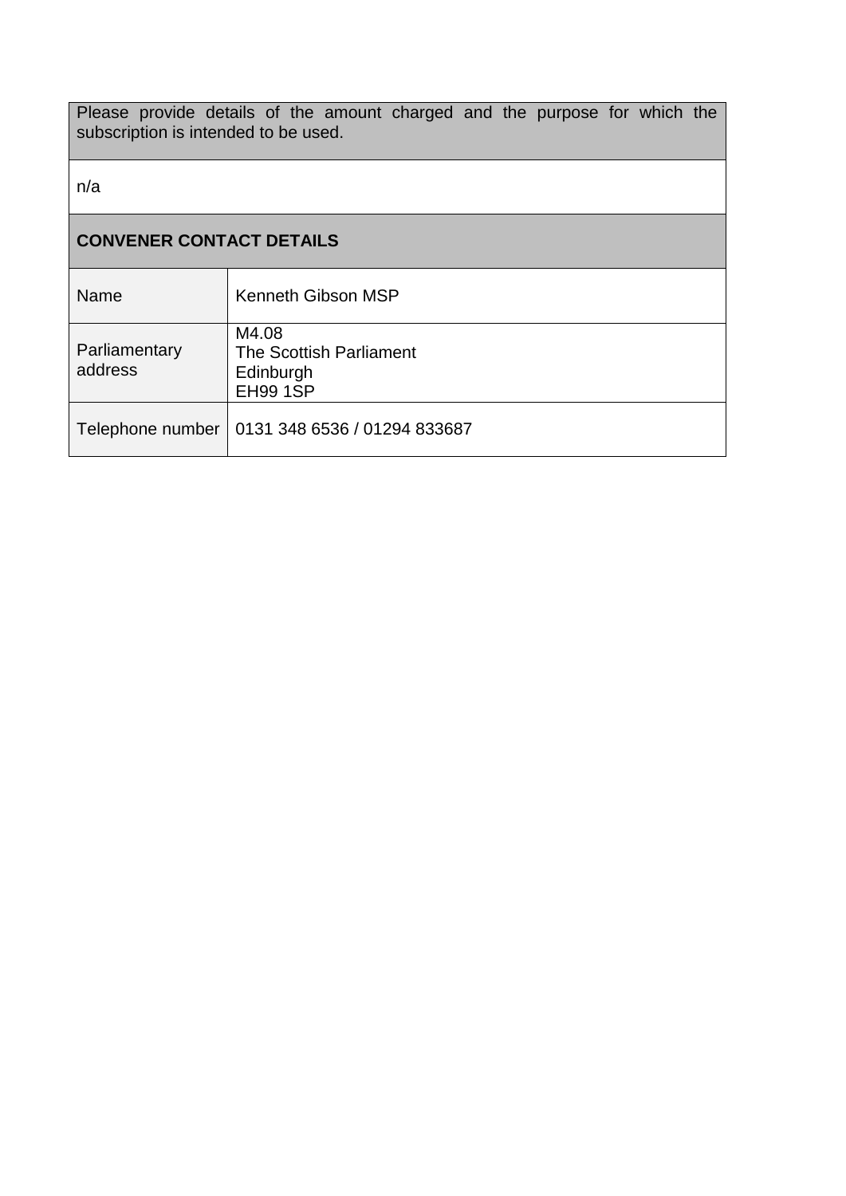| |
|---|
| Please provide details of the amount charged and the purpose for which the subscription is intended to be used. |
| n/a |

**CONVENER CONTACT DETAILS**

| | |
|---|---|
| Name | Kenneth Gibson MSP |
| Parliamentary address | M4.08<br>The Scottish Parliament<br>Edinburgh<br>EH99 1SP |
| Telephone number | 0131 348 6536 / 01294 833687 |